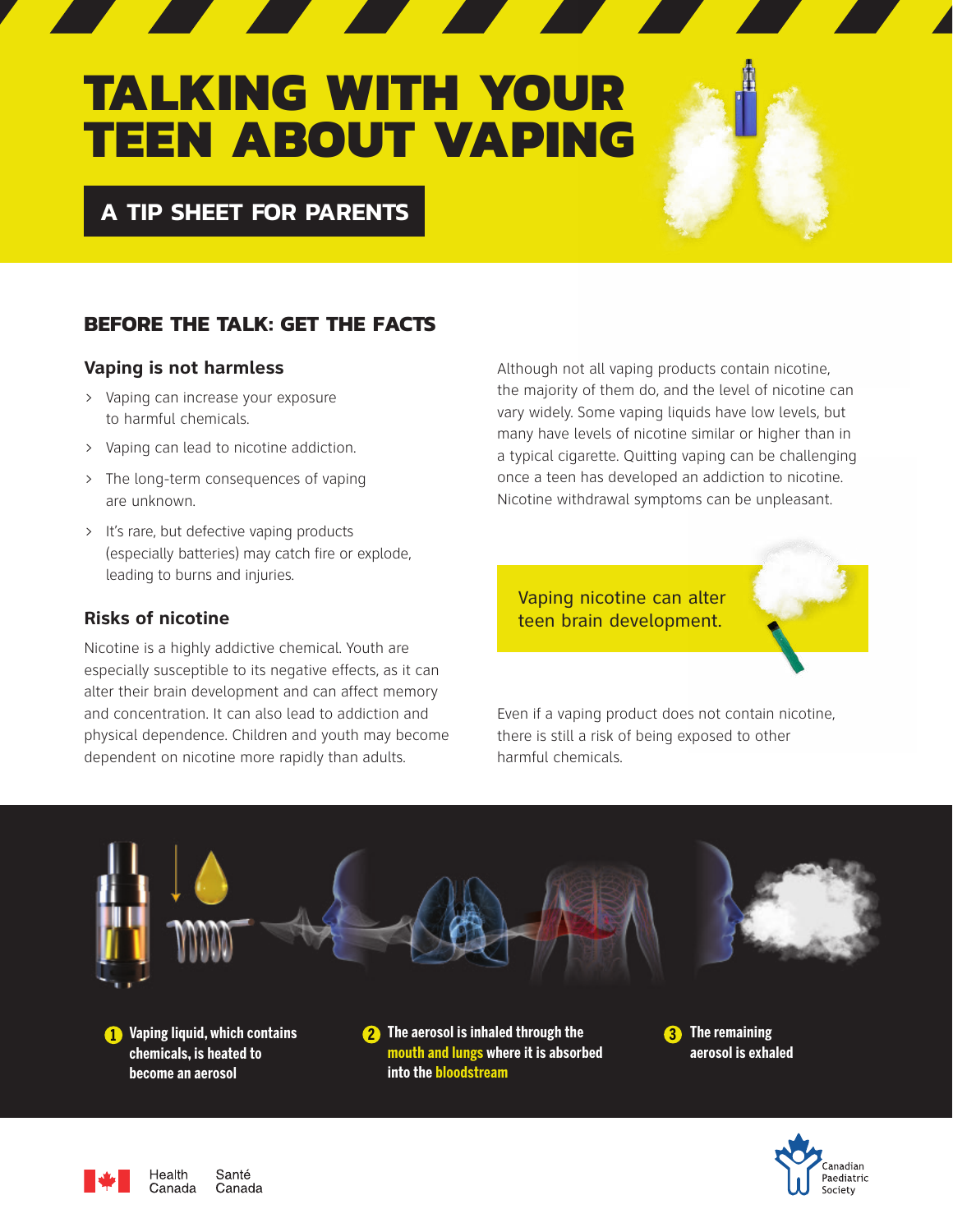# TALKING WITH YOUR TEEN ABOUT VAPING

## A TIP SHEET FOR PARENTS

## BEFORE THE TALK: GET THE FACTS

### Vaping is not harmless

- Vaping can increase your exposure to harmful chemicals.
- Vaping can lead to nicotine addiction.
- The long-term consequences of vaping are unknown.
- It's rare, but defective vaping products (especially batteries) may catch fire or explode, leading to burns and injuries.

### Risks of nicotine

Nicotine is a highly addictive chemical. Youth are especially susceptible to its negative effects, as it can alter their brain development and can affect memory and concentration. It can also lead to addiction and physical dependence. Children and youth may become dependent on nicotine more rapidly than adults.

Although not all vaping products contain nicotine, the majority of them do, and the level of nicotine can vary widely. Some vaping liquids have low levels, but many have levels of nicotine similar or higher than in a typical cigarette. Quitting vaping can be challenging once a teen has developed an addiction to nicotine. Nicotine withdrawal symptoms can be unpleasant.

Vaping nicotine can alter teen brain development.

Even if a vaping product does not contain nicotine, there is still a risk of being exposed to other harmful chemicals.

1. Vaping liquid, which contains chemicals, is heated to become an aerosol
2. The aerosol is inhaled through the **mouth and lungs** where it is absorbed into the **bloodstream**
3. The remaining aerosol is exhaled

Health Canada Santé Canada

Canadian Paediatric Society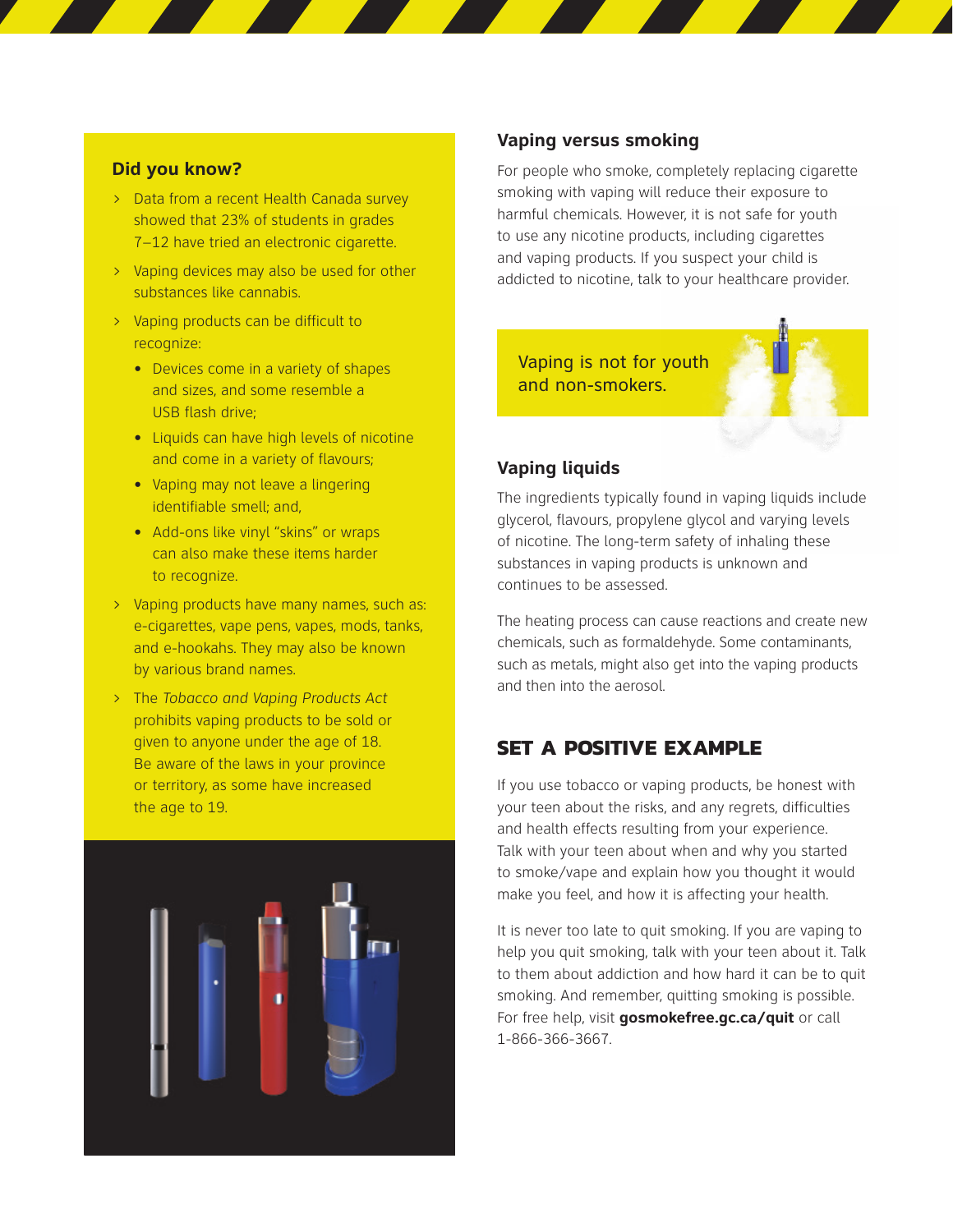## Did you know?

- Data from a recent Health Canada survey showed that 23% of students in grades 7–12 have tried an electronic cigarette.
- Vaping devices may also be used for other substances like cannabis.
- Vaping products can be difficult to recognize:
  - Devices come in a variety of shapes and sizes, and some resemble a USB flash drive;
  - Liquids can have high levels of nicotine and come in a variety of flavours;
  - Vaping may not leave a lingering identifiable smell; and,
  - Add-ons like vinyl "skins" or wraps can also make these items harder to recognize.
- Vaping products have many names, such as: e-cigarettes, vape pens, vapes, mods, tanks, and e-hookahs. They may also be known by various brand names.
- The *Tobacco and Vaping Products Act* prohibits vaping products to be sold or given to anyone under the age of 18. Be aware of the laws in your province or territory, as some have increased the age to 19.

### Vaping versus smoking

For people who smoke, completely replacing cigarette smoking with vaping will reduce their exposure to harmful chemicals. However, it is not safe for youth to use any nicotine products, including cigarettes and vaping products. If you suspect your child is addicted to nicotine, talk to your healthcare provider.

Vaping is not for youth and non-smokers.

### Vaping liquids

The ingredients typically found in vaping liquids include glycerol, flavours, propylene glycol and varying levels of nicotine. The long-term safety of inhaling these substances in vaping products is unknown and continues to be assessed.

The heating process can cause reactions and create new chemicals, such as formaldehyde. Some contaminants, such as metals, might also get into the vaping products and then into the aerosol.

## SET A POSITIVE EXAMPLE

If you use tobacco or vaping products, be honest with your teen about the risks, and any regrets, difficulties and health effects resulting from your experience. Talk with your teen about when and why you started to smoke/vape and explain how you thought it would make you feel, and how it is affecting your health.

It is never too late to quit smoking. If you are vaping to help you quit smoking, talk with your teen about it. Talk to them about addiction and how hard it can be to quit smoking. And remember, quitting smoking is possible. For free help, visit **gosmokefree.gc.ca/quit** or call 1-866-366-3667.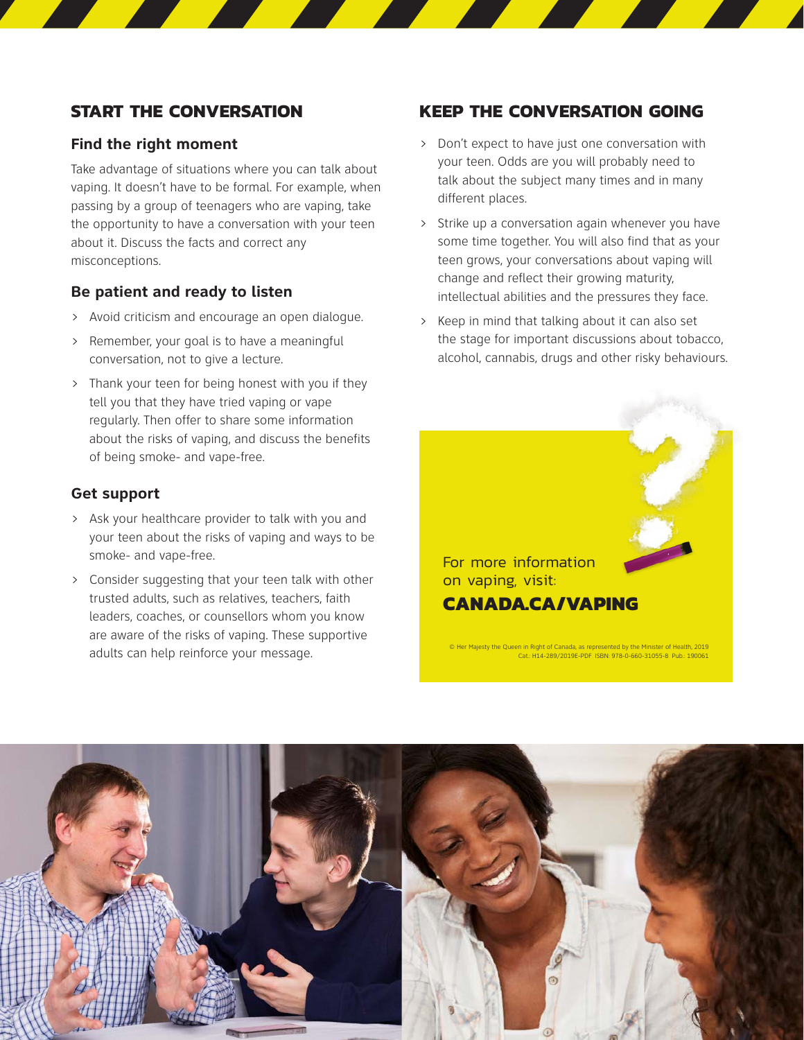## START THE CONVERSATION

### Find the right moment

Take advantage of situations where you can talk about vaping. It doesn't have to be formal. For example, when passing by a group of teenagers who are vaping, take the opportunity to have a conversation with your teen about it. Discuss the facts and correct any misconceptions.

### Be patient and ready to listen

- Avoid criticism and encourage an open dialogue.
- Remember, your goal is to have a meaningful conversation, not to give a lecture.
- Thank your teen for being honest with you if they tell you that they have tried vaping or vape regularly. Then offer to share some information about the risks of vaping, and discuss the benefits of being smoke- and vape-free.

### Get support

- Ask your healthcare provider to talk with you and your teen about the risks of vaping and ways to be smoke- and vape-free.
- Consider suggesting that your teen talk with other trusted adults, such as relatives, teachers, faith leaders, coaches, or counsellors whom you know are aware of the risks of vaping. These supportive adults can help reinforce your message.

## KEEP THE CONVERSATION GOING

- Don't expect to have just one conversation with your teen. Odds are you will probably need to talk about the subject many times and in many different places.
- Strike up a conversation again whenever you have some time together. You will also find that as your teen grows, your conversations about vaping will change and reflect their growing maturity, intellectual abilities and the pressures they face.
- Keep in mind that talking about it can also set the stage for important discussions about tobacco, alcohol, cannabis, drugs and other risky behaviours.

For more information on vaping, visit:

**CANADA.CA/VAPING**

© Her Majesty the Queen in Right of Canada, as represented by the Minister of Health, 2019
Cat.: H14-289/2019E-PDF ISBN: 978-0-660-31055-8 Pub.: 190061